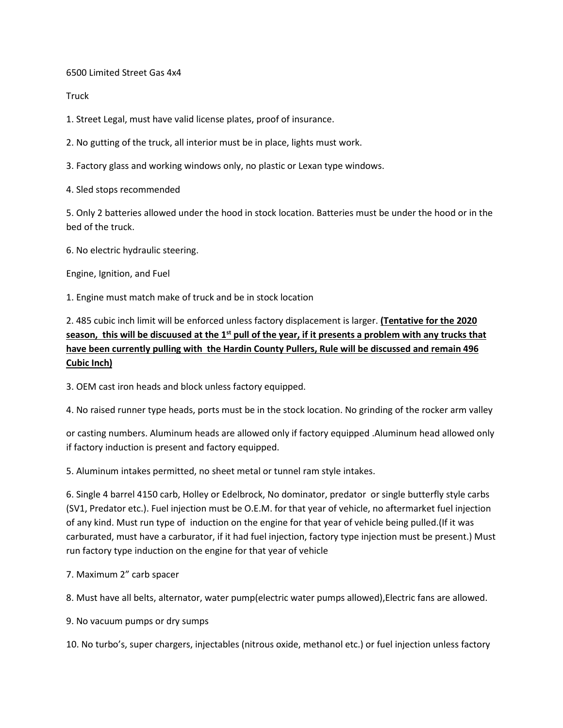6500 Limited Street Gas 4x4

Truck

1. Street Legal, must have valid license plates, proof of insurance.

2. No gutting of the truck, all interior must be in place, lights must work.

3. Factory glass and working windows only, no plastic or Lexan type windows.

4. Sled stops recommended

5. Only 2 batteries allowed under the hood in stock location. Batteries must be under the hood or in the bed of the truck.

6. No electric hydraulic steering.

Engine, Ignition, and Fuel

1. Engine must match make of truck and be in stock location

2. 485 cubic inch limit will be enforced unless factory displacement is larger. **<u>(Tentative for the 2020 season, this will be discuused at the 1st pull of the year, if it presents a problem with any trucks that have been currently pulling with the Hardin County Pullers, Rule will be discussed and remain 496 Cubic Inch)</u>**

3. OEM cast iron heads and block unless factory equipped.

4. No raised runner type heads, ports must be in the stock location. No grinding of the rocker arm valley

or casting numbers. Aluminum heads are allowed only if factory equipped .Aluminum head allowed only if factory induction is present and factory equipped.

5. Aluminum intakes permitted, no sheet metal or tunnel ram style intakes.

6. Single 4 barrel 4150 carb, Holley or Edelbrock, No dominator, predator or single butterfly style carbs (SV1, Predator etc.). Fuel injection must be O.E.M. for that year of vehicle, no aftermarket fuel injection of any kind. Must run type of induction on the engine for that year of vehicle being pulled.(If it was carburated, must have a carburator, if it had fuel injection, factory type injection must be present.) Must run factory type induction on the engine for that year of vehicle

7. Maximum 2" carb spacer

8. Must have all belts, alternator, water pump(electric water pumps allowed),Electric fans are allowed.

9. No vacuum pumps or dry sumps

10. No turbo's, super chargers, injectables (nitrous oxide, methanol etc.) or fuel injection unless factory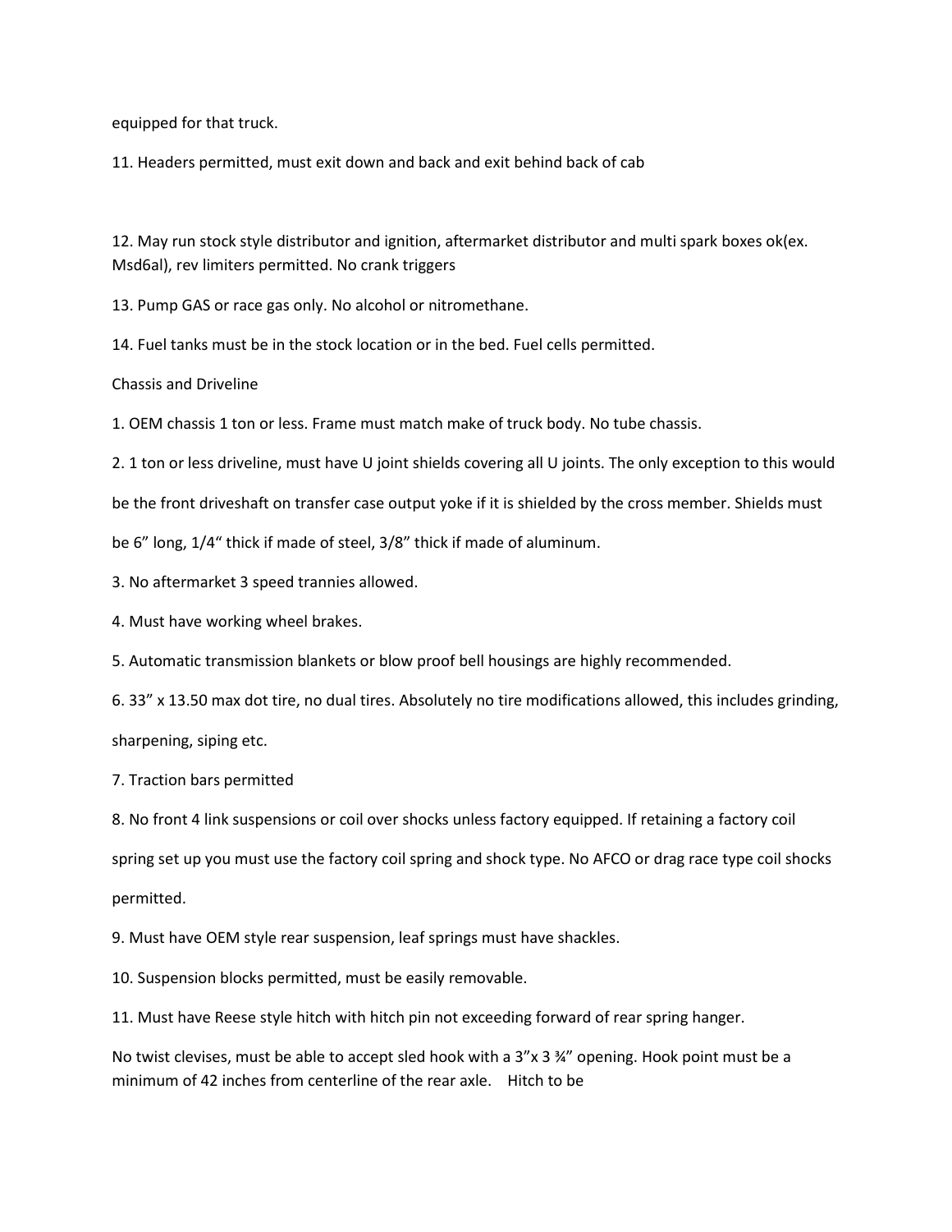equipped for that truck.

11. Headers permitted, must exit down and back and exit behind back of cab

12. May run stock style distributor and ignition, aftermarket distributor and multi spark boxes ok(ex. Msd6al), rev limiters permitted. No crank triggers

13. Pump GAS or race gas only. No alcohol or nitromethane.

14. Fuel tanks must be in the stock location or in the bed. Fuel cells permitted.

Chassis and Driveline

1. OEM chassis 1 ton or less. Frame must match make of truck body. No tube chassis.

2. 1 ton or less driveline, must have U joint shields covering all U joints. The only exception to this would be the front driveshaft on transfer case output yoke if it is shielded by the cross member. Shields must be 6" long, 1/4" thick if made of steel, 3/8" thick if made of aluminum.

3. No aftermarket 3 speed trannies allowed.

4. Must have working wheel brakes.

5. Automatic transmission blankets or blow proof bell housings are highly recommended.

6. 33" x 13.50 max dot tire, no dual tires. Absolutely no tire modifications allowed, this includes grinding, sharpening, siping etc.

7. Traction bars permitted

8. No front 4 link suspensions or coil over shocks unless factory equipped. If retaining a factory coil spring set up you must use the factory coil spring and shock type. No AFCO or drag race type coil shocks permitted.

9. Must have OEM style rear suspension, leaf springs must have shackles.

10. Suspension blocks permitted, must be easily removable.

11. Must have Reese style hitch with hitch pin not exceeding forward of rear spring hanger.

No twist clevises, must be able to accept sled hook with a 3"x 3 ¾" opening. Hook point must be a minimum of 42 inches from centerline of the rear axle. Hitch to be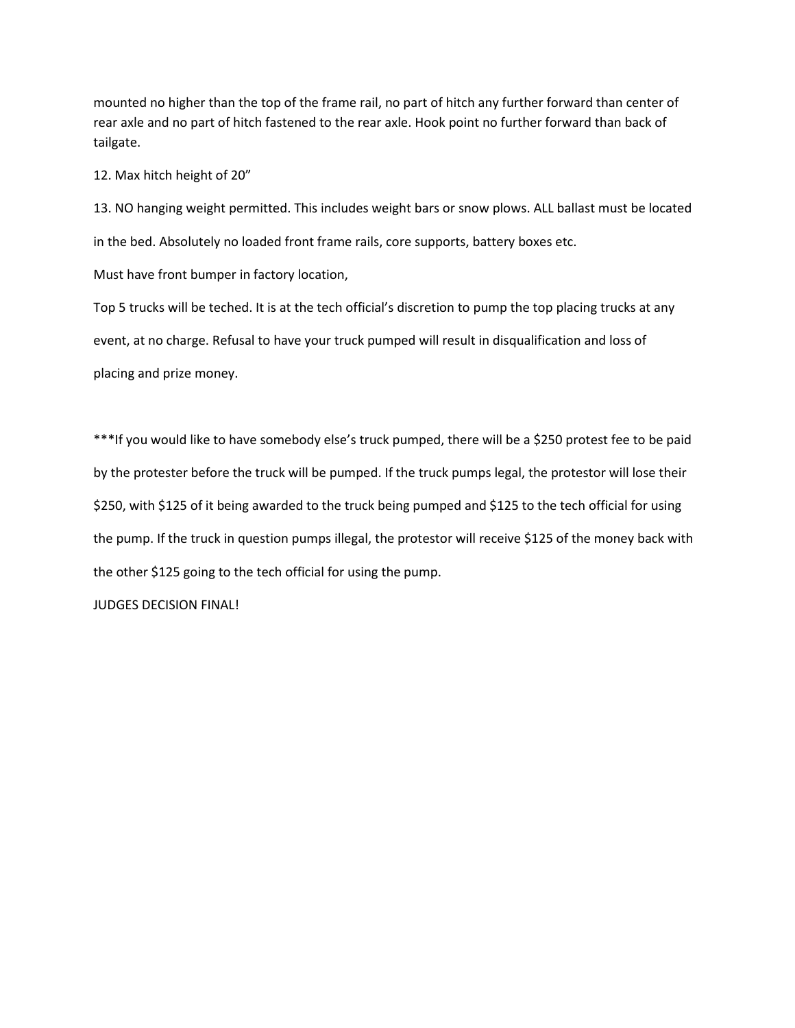mounted no higher than the top of the frame rail, no part of hitch any further forward than center of rear axle and no part of hitch fastened to the rear axle. Hook point no further forward than back of tailgate.

12. Max hitch height of 20"

13. NO hanging weight permitted. This includes weight bars or snow plows. ALL ballast must be located in the bed. Absolutely no loaded front frame rails, core supports, battery boxes etc.

Must have front bumper in factory location,

Top 5 trucks will be teched. It is at the tech official's discretion to pump the top placing trucks at any event, at no charge. Refusal to have your truck pumped will result in disqualification and loss of placing and prize money.

***If you would like to have somebody else's truck pumped, there will be a $250 protest fee to be paid by the protester before the truck will be pumped. If the truck pumps legal, the protestor will lose their $250, with $125 of it being awarded to the truck being pumped and $125 to the tech official for using the pump. If the truck in question pumps illegal, the protestor will receive $125 of the money back with the other $125 going to the tech official for using the pump.

JUDGES DECISION FINAL!